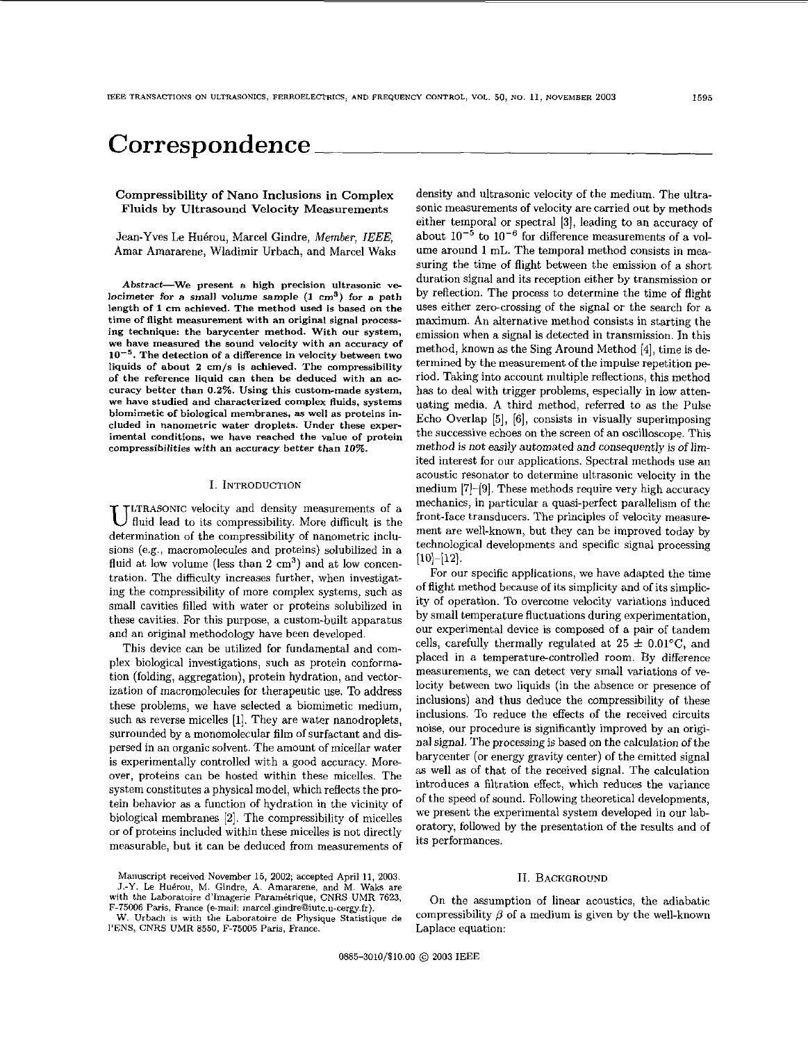# Correspondence

## Compressibility of Nano Inclusions in Complex Fluids by Ultrasound Velocity Measurements

Jean-Yves Le Huérou, Marcel Gindre, *Member, IEEE*, Amar Amararene, Wladimir Urbach, and Marcel Waks

***Abstract*—We present a high precision ultrasonic velocimeter for a small volume sample (1 $cm^3$) for a path length of 1 cm achieved. The method used is based on the time of flight measurement with an original signal processing technique: the barycenter method. With our system, we have measured the sound velocity with an accuracy of $10^{-5}$. The detection of a difference in velocity between two liquids of about 2 cm/s is achieved. The compressibility of the reference liquid can then be deduced with an accuracy better than 0.2%. Using this custom-made system, we have studied and characterized complex fluids, systems biomimetic of biological membranes, as well as proteins included in nanometric water droplets. Under these experimental conditions, we have reached the value of protein compressibilities with an accuracy better than 10%.**

### I. Introduction

Ultrasonic velocity and density measurements of a fluid lead to its compressibility. More difficult is the determination of the compressibility of nanometric inclusions (e.g., macromolecules and proteins) solubilized in a fluid at low volume (less than 2 $cm^3$) and at low concentration. The difficulty increases further, when investigating the compressibility of more complex systems, such as small cavities filled with water or proteins solubilized in these cavities. For this purpose, a custom-built apparatus and an original methodology have been developed.

This device can be utilized for fundamental and complex biological investigations, such as protein conformation (folding, aggregation), protein hydration, and vectorization of macromolecules for therapeutic use. To address these problems, we have selected a biomimetic medium, such as reverse micelles [1]. They are water nanodroplets, surrounded by a monomolecular film of surfactant and dispersed in an organic solvent. The amount of micellar water is experimentally controlled with a good accuracy. Moreover, proteins can be hosted within these micelles. The system constitutes a physical model, which reflects the protein behavior as a function of hydration in the vicinity of biological membranes [2]. The compressibility of micelles or of proteins included within these micelles is not directly measurable, but it can be deduced from measurements of density and ultrasonic velocity of the medium. The ultrasonic measurements of velocity are carried out by methods either temporal or spectral [3], leading to an accuracy of about $10^{-5}$ to $10^{-6}$ for difference measurements of a volume around 1 mL. The temporal method consists in measuring the time of flight between the emission of a short duration signal and its reception either by transmission or by reflection. The process to determine the time of flight uses either zero-crossing of the signal or the search for a maximum. An alternative method consists in starting the emission when a signal is detected in transmission. In this method, known as the Sing Around Method [4], time is determined by the measurement of the impulse repetition period. Taking into account multiple reflections, this method has to deal with trigger problems, especially in low attenuating media. A third method, referred to as the Pulse Echo Overlap [5], [6], consists in visually superimposing the successive echoes on the screen of an oscilloscope. This method is not easily automated and consequently is of limited interest for our applications. Spectral methods use an acoustic resonator to determine ultrasonic velocity in the medium [7]–[9]. These methods require very high accuracy mechanics, in particular a quasi-perfect parallelism of the front-face transducers. The principles of velocity measurement are well-known, but they can be improved today by technological developments and specific signal processing [10]–[12].

For our specific applications, we have adapted the time of flight method because of its simplicity and of its simplicity of operation. To overcome velocity variations induced by small temperature fluctuations during experimentation, our experimental device is composed of a pair of tandem cells, carefully thermally regulated at 25 ± 0.01°C, and placed in a temperature-controlled room. By difference measurements, we can detect very small variations of velocity between two liquids (in the absence or presence of inclusions) and thus deduce the compressibility of these inclusions. To reduce the effects of the received circuits noise, our procedure is significantly improved by an original signal. The processing is based on the calculation of the barycenter (or energy gravity center) of the emitted signal as well as of that of the received signal. The calculation introduces a filtration effect, which reduces the variance of the speed of sound. Following theoretical developments, we present the experimental system developed in our laboratory, followed by the presentation of the results and of its performances.

### II. Background

On the assumption of linear acoustics, the adiabatic compressibility $\beta$ of a medium is given by the well-known Laplace equation:

Manuscript received November 15, 2002; accepted April 11, 2003.

J.-Y. Le Huérou, M. Gindre, A. Amararene, and M. Waks are with the Laboratoire d'Imagerie Paramétrique, CNRS UMR 7623, F-75006 Paris, France (e-mail: marcel.gindre@iutc.u-cergy.fr).

W. Urbach is with the Laboratoire de Physique Statistique de l'ENS, CNRS UMR 8550, F-75005 Paris, France.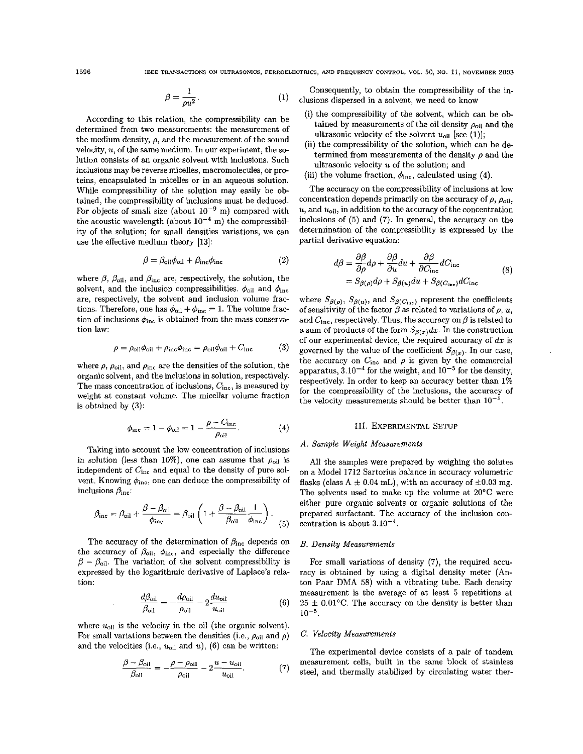$$\beta = \frac{1}{\rho u^2}. \tag{1}$$

According to this relation, the compressibility can be determined from two measurements: the measurement of the medium density, $\rho$, and the measurement of the sound velocity, $u$, of the same medium. In our experiment, the solution consists of an organic solvent with inclusions. Such inclusions may be reverse micelles, macromolecules, or proteins, encapsulated in micelles or in an aqueous solution. While compressibility of the solution may easily be obtained, the compressibility of inclusions must be deduced. For objects of small size (about $10^{-9}$ m) compared with the acoustic wavelength (about $10^{-4}$ m) the compressibility of the solution; for small densities variations, we can use the effective medium theory [13]:

$$\beta = \beta_{\text{oil}}\phi_{\text{oil}} + \beta_{\text{inc}}\phi_{\text{inc}} \tag{2}$$

where $\beta$, $\beta_{\text{oil}}$, and $\beta_{\text{inc}}$ are, respectively, the solution, the solvent, and the inclusion compressibilities. $\phi_{\text{oil}}$ and $\phi_{\text{inc}}$ are, respectively, the solvent and inclusion volume fractions. Therefore, one has $\phi_{\text{oil}} + \phi_{\text{inc}} = 1$. The volume fraction of inclusions $\phi_{\text{inc}}$ is obtained from the mass conservation law:

$$\rho = \rho_{\text{oil}}\phi_{\text{oil}} + \rho_{\text{inc}}\phi_{\text{inc}} = \rho_{\text{oil}}\phi_{\text{oil}} + C_{\text{inc}} \tag{3}$$

where $\rho$, $\rho_{\text{oil}}$, and $\rho_{\text{inc}}$ are the densities of the solution, the organic solvent, and the inclusions in solution, respectively. The mass concentration of inclusions, $C_{\text{inc}}$, is measured by weight at constant volume. The micellar volume fraction is obtained by (3):

$$\phi_{\text{inc}} = 1 - \phi_{\text{oil}} = 1 - \frac{\rho - C_{\text{inc}}}{\rho_{\text{oil}}}. \tag{4}$$

Taking into account the low concentration of inclusions in solution (less than 10%), one can assume that $\rho_{\text{oil}}$ is independent of $C_{\text{inc}}$ and equal to the density of pure solvent. Knowing $\phi_{\text{inc}}$, one can deduce the compressibility of inclusions $\beta_{\text{inc}}$:

$$\beta_{\text{inc}} = \beta_{\text{oil}} + \frac{\beta - \beta_{\text{oil}}}{\phi_{\text{inc}}} = \beta_{\text{oil}}\left(1 + \frac{\beta - \beta_{\text{oil}}}{\beta_{\text{oil}}}\frac{1}{\phi_{\text{inc}}}\right). \tag{5}$$

The accuracy of the determination of $\beta_{\text{inc}}$ depends on the accuracy of $\beta_{\text{oil}}$, $\phi_{\text{inc}}$, and especially the difference $\beta - \beta_{\text{oil}}$. The variation of the solvent compressibility is expressed by the logarithmic derivative of Laplace's relation:

$$\frac{d\beta_{\text{oil}}}{\beta_{\text{oil}}} = -\frac{d\rho_{\text{oil}}}{\rho_{\text{oil}}} - 2\frac{du_{\text{oil}}}{u_{\text{oil}}} \tag{6}$$

where $u_{\text{oil}}$ is the velocity in the oil (the organic solvent). For small variations between the densities (i.e., $\rho_{\text{oil}}$ and $\rho$) and the velocities (i.e., $u_{\text{oil}}$ and $u$), (6) can be written:

$$\frac{\beta - \beta_{\text{oil}}}{\beta_{\text{oil}}} = -\frac{\rho - \rho_{\text{oil}}}{\rho_{\text{oil}}} - 2\frac{u - u_{\text{oil}}}{u_{\text{oil}}}. \tag{7}$$

Consequently, to obtain the compressibility of the inclusions dispersed in a solvent, we need to know

(i) the compressibility of the solvent, which can be obtained by measurements of the oil density $\rho_{\text{oil}}$ and the ultrasonic velocity of the solvent $u_{\text{oil}}$ [see (1)];
(ii) the compressibility of the solution, which can be determined from measurements of the density $\rho$ and the ultrasonic velocity $u$ of the solution; and
(iii) the volume fraction, $\phi_{\text{inc}}$, calculated using (4).

The accuracy on the compressibility of inclusions at low concentration depends primarily on the accuracy of $\rho$, $\rho_{\text{oil}}$, $u$, and $u_{\text{oil}}$, in addition to the accuracy of the concentration inclusions of (5) and (7). In general, the accuracy on the determination of the compressibility is expressed by the partial derivative equation:

$$\begin{aligned} d\beta &= \frac{\partial\beta}{\partial\rho}d\rho + \frac{\partial\beta}{\partial u}du + \frac{\partial\beta}{\partial C_{\text{inc}}}dC_{\text{inc}} \\ &= S_{\beta(\rho)}d\rho + S_{\beta(u)}du + S_{\beta(C_{\text{inc}})}dC_{\text{inc}} \end{aligned} \tag{8}$$

where $S_{\beta(\rho)}$, $S_{\beta(u)}$, and $S_{\beta(C_{\text{inc}})}$ represent the coefficients of sensitivity of the factor $\beta$ as related to variations of $\rho$, $u$, and $C_{\text{inc}}$, respectively. Thus, the accuracy on $\beta$ is related to a sum of products of the form $S_{\beta(x)}dx$. In the construction of our experimental device, the required accuracy of $dx$ is governed by the value of the coefficient $S_{\beta(x)}$. In our case, the accuracy on $C_{\text{inc}}$ and $\rho$ is given by the commercial apparatus, $3.10^{-4}$ for the weight, and $10^{-5}$ for the density, respectively. In order to keep an accuracy better than 1% for the compressibility of the inclusions, the accuracy of the velocity measurements should be better than $10^{-5}$.

## III. Experimental Setup

### A. Sample Weight Measurements

All the samples were prepared by weighing the solutes on a Model 1712 Sartorius balance in accuracy volumetric flasks (class A $\pm$ 0.04 mL), with an accuracy of $\pm$0.03 mg. The solvents used to make up the volume at 20°C were either pure organic solvents or organic solutions of the prepared surfactant. The accuracy of the inclusion concentration is about $3.10^{-4}$.

### B. Density Measurements

For small variations of density (7), the required accuracy is obtained by using a digital density meter (Anton Paar DMA 58) with a vibrating tube. Each density measurement is the average of at least 5 repetitions at 25 $\pm$ 0.01°C. The accuracy on the density is better than $10^{-5}$.

### C. Velocity Measurements

The experimental device consists of a pair of tandem measurement cells, built in the same block of stainless steel, and thermally stabilized by circulating water ther-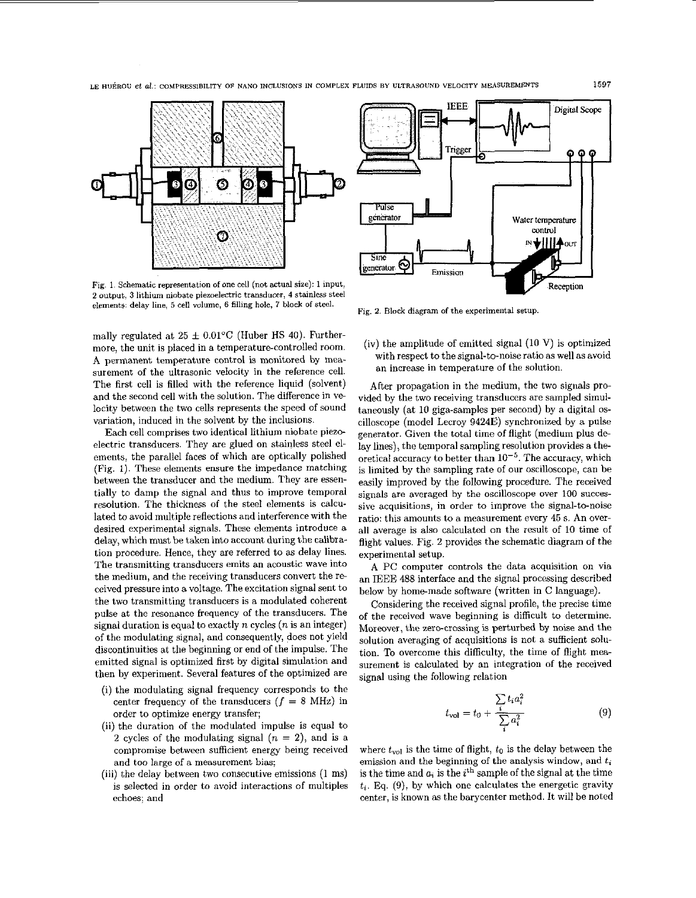Fig. 1. Schematic representation of one cell (not actual size): 1 input, 2 output, 3 lithium niobate piezoelectric transducer, 4 stainless steel elements: delay line, 5 cell volume, 6 filling hole, 7 block of steel.

Fig. 2. Block diagram of the experimental setup.

mally regulated at 25 ± 0.01°C (Huber HS 40). Furthermore, the unit is placed in a temperature-controlled room. A permanent temperature control is monitored by measurement of the ultrasonic velocity in the reference cell. The first cell is filled with the reference liquid (solvent) and the second cell with the solution. The difference in velocity between the two cells represents the speed of sound variation, induced in the solvent by the inclusions.

Each cell comprises two identical lithium niobate piezoelectric transducers. They are glued on stainless steel elements, the parallel faces of which are optically polished (Fig. 1). These elements ensure the impedance matching between the transducer and the medium. They are essentially to damp the signal and thus to improve temporal resolution. The thickness of the steel elements is calculated to avoid multiple reflections and interference with the desired experimental signals. These elements introduce a delay, which must be taken into account during the calibration procedure. Hence, they are referred to as delay lines. The transmitting transducers emits an acoustic wave into the medium, and the receiving transducers convert the received pressure into a voltage. The excitation signal sent to the two transmitting transducers is a modulated coherent pulse at the resonance frequency of the transducers. The signal duration is equal to exactly $n$ cycles ($n$ is an integer) of the modulating signal, and consequently, does not yield discontinuities at the beginning or end of the impulse. The emitted signal is optimized first by digital simulation and then by experiment. Several features of the optimized are

(i) the modulating signal frequency corresponds to the center frequency of the transducers ($f = 8$ MHz) in order to optimize energy transfer;

(ii) the duration of the modulated impulse is equal to 2 cycles of the modulating signal ($n = 2$), and is a compromise between sufficient energy being received and too large of a measurement bias;

(iii) the delay between two consecutive emissions (1 ms) is selected in order to avoid interactions of multiples echoes; and

(iv) the amplitude of emitted signal (10 V) is optimized with respect to the signal-to-noise ratio as well as avoid an increase in temperature of the solution.

After propagation in the medium, the two signals provided by the two receiving transducers are sampled simultaneously (at 10 giga-samples per second) by a digital oscilloscope (model Lecroy 9424E) synchronized by a pulse generator. Given the total time of flight (medium plus delay lines), the temporal sampling resolution provides a theoretical accuracy to better than $10^{-5}$. The accuracy, which is limited by the sampling rate of our oscilloscope, can be easily improved by the following procedure. The received signals are averaged by the oscilloscope over 100 successive acquisitions, in order to improve the signal-to-noise ratio: this amounts to a measurement every 45 s. An overall average is also calculated on the result of 10 time of flight values. Fig. 2 provides the schematic diagram of the experimental setup.

A PC computer controls the data acquisition on via an IEEE 488 interface and the signal processing described below by home-made software (written in C language).

Considering the received signal profile, the precise time of the received wave beginning is difficult to determine. Moreover, the zero-crossing is perturbed by noise and the solution averaging of acquisitions is not a sufficient solution. To overcome this difficulty, the time of flight measurement is calculated by an integration of the received signal using the following relation

$$t_{\text{vol}} = t_0 + \frac{\sum_i t_i a_i^2}{\sum_i a_i^2} \tag{9}$$

where $t_{\text{vol}}$ is the time of flight, $t_0$ is the delay between the emission and the beginning of the analysis window, and $t_i$ is the time and $a_i$ is the $i^{\text{th}}$ sample of the signal at the time $t_i$. Eq. (9), by which one calculates the energetic gravity center, is known as the barycenter method. It will be noted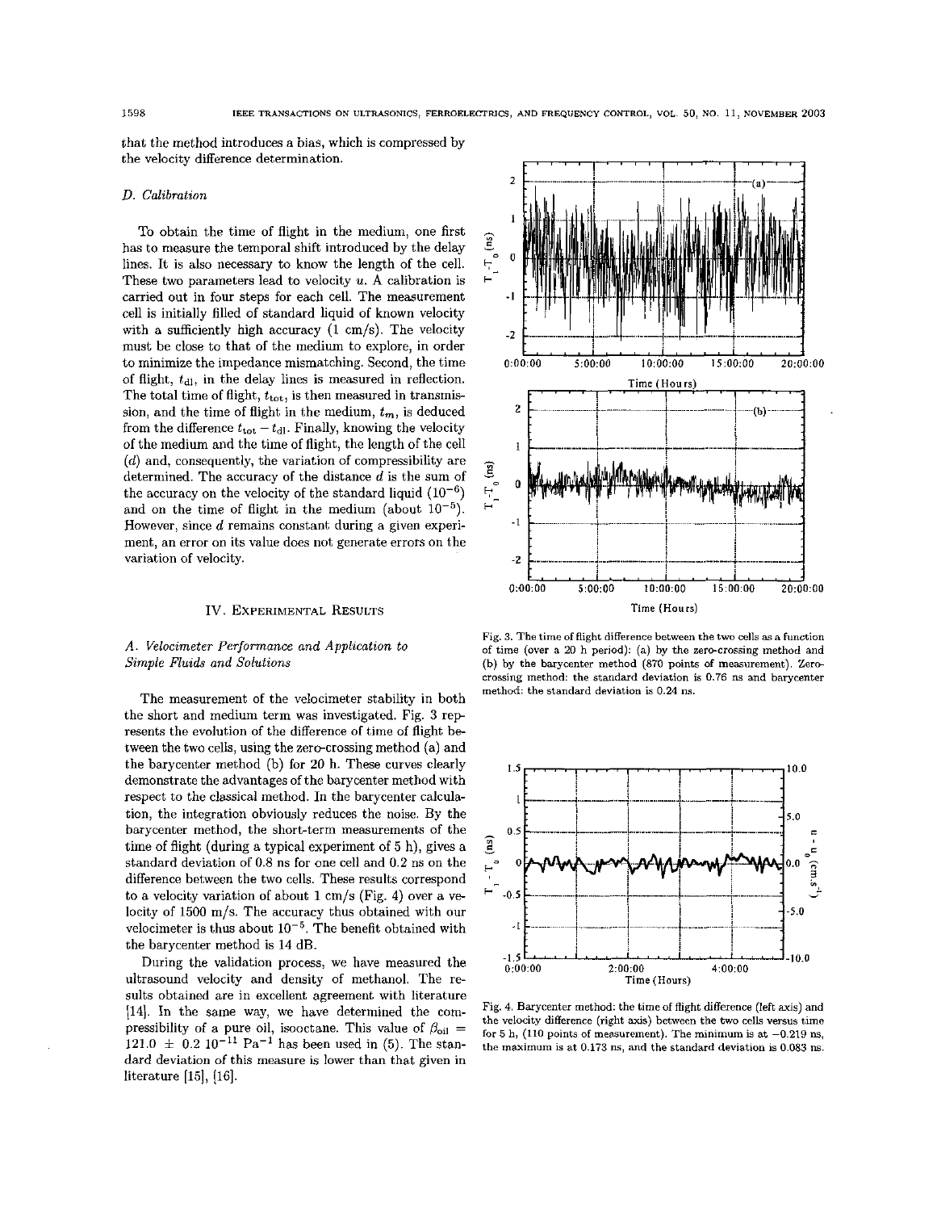that the method introduces a bias, which is compressed by the velocity difference determination.

### D. Calibration

To obtain the time of flight in the medium, one first has to measure the temporal shift introduced by the delay lines. It is also necessary to know the length of the cell. These two parameters lead to velocity $u$. A calibration is carried out in four steps for each cell. The measurement cell is initially filled of standard liquid of known velocity with a sufficiently high accuracy (1 cm/s). The velocity must be close to that of the medium to explore, in order to minimize the impedance mismatching. Second, the time of flight, $t_{dl}$, in the delay lines is measured in reflection. The total time of flight, $t_{tot}$, is then measured in transmission, and the time of flight in the medium, $t_m$, is deduced from the difference $t_{tot} - t_{dl}$. Finally, knowing the velocity of the medium and the time of flight, the length of the cell ($d$) and, consequently, the variation of compressibility are determined. The accuracy of the distance $d$ is the sum of the accuracy on the velocity of the standard liquid ($10^{-6}$) and on the time of flight in the medium (about $10^{-5}$). However, since $d$ remains constant during a given experiment, an error on its value does not generate errors on the variation of velocity.

## IV. Experimental Results

### A. Velocimeter Performance and Application to Simple Fluids and Solutions

The measurement of the velocimeter stability in both the short and medium term was investigated. Fig. 3 represents the evolution of the difference of time of flight between the two cells, using the zero-crossing method (a) and the barycenter method (b) for 20 h. These curves clearly demonstrate the advantages of the barycenter method with respect to the classical method. In the barycenter calculation, the integration obviously reduces the noise. By the barycenter method, the short-term measurements of the time of flight (during a typical experiment of 5 h), gives a standard deviation of 0.8 ns for one cell and 0.2 ns on the difference between the two cells. These results correspond to a velocity variation of about 1 cm/s (Fig. 4) over a velocity of 1500 m/s. The accuracy thus obtained with our velocimeter is thus about $10^{-5}$. The benefit obtained with the barycenter method is 14 dB.

During the validation process, we have measured the ultrasound velocity and density of methanol. The results obtained are in excellent agreement with literature [14]. In the same way, we have determined the compressibility of a pure oil, isooctane. This value of $\beta_{oil} = 121.0 \pm 0.2\ 10^{-11}\ \text{Pa}^{-1}$ has been used in (5). The standard deviation of this measure is lower than that given in literature [15], [16].

Fig. 3. The time of flight difference between the two cells as a function of time (over a 20 h period): (a) by the zero-crossing method and (b) by the barycenter method (870 points of measurement). Zero-crossing method: the standard deviation is 0.76 ns and barycenter method: the standard deviation is 0.24 ns.

Fig. 4. Barycenter method: the time of flight difference (left axis) and the velocity difference (right axis) between the two cells versus time for 5 h, (110 points of measurement). The minimum is at −0.219 ns, the maximum is at 0.173 ns, and the standard deviation is 0.083 ns.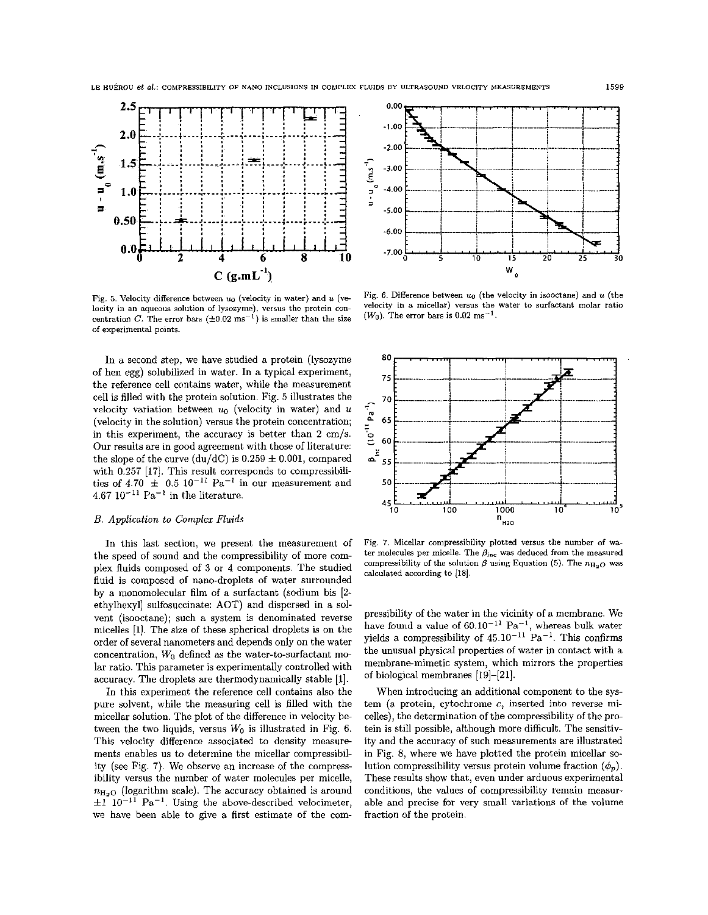Fig. 5. Velocity difference between $u_0$ (velocity in water) and $u$ (velocity in an aqueous solution of lysozyme), versus the protein concentration $C$. The error bars ($\pm 0.02$ ms$^{-1}$) is smaller than the size of experimental points.

Fig. 6. Difference between $u_0$ (the velocity in isooctane) and $u$ (the velocity in a micellar) versus the water to surfactant molar ratio ($W_0$). The error bars is 0.02 ms$^{-1}$.

In a second step, we have studied a protein (lysozyme of hen egg) solubilized in water. In a typical experiment, the reference cell contains water, while the measurement cell is filled with the protein solution. Fig. 5 illustrates the velocity variation between $u_0$ (velocity in water) and $u$ (velocity in the solution) versus the protein concentration; in this experiment, the accuracy is better than 2 cm/s. Our results are in good agreement with those of literature: the slope of the curve (du/dC) is $0.259 \pm 0.001$, compared with 0.257 [17]. This result corresponds to compressibilities of $4.70 \pm 0.5\ 10^{-11}$ Pa$^{-1}$ in our measurement and $4.67\ 10^{-11}$ Pa$^{-1}$ in the literature.

### B. Application to Complex Fluids

In this last section, we present the measurement of the speed of sound and the compressibility of more complex fluids composed of 3 or 4 components. The studied fluid is composed of nano-droplets of water surrounded by a monomolecular film of a surfactant (sodium bis [2-ethylhexyl] sulfosuccinate: AOT) and dispersed in a solvent (isooctane); such a system is denominated reverse micelles [1]. The size of these spherical droplets is on the order of several nanometers and depends only on the water concentration, $W_0$ defined as the water-to-surfactant molar ratio. This parameter is experimentally controlled with accuracy. The droplets are thermodynamically stable [1].

In this experiment the reference cell contains also the pure solvent, while the measuring cell is filled with the micellar solution. The plot of the difference in velocity between the two liquids, versus $W_0$ is illustrated in Fig. 6. This velocity difference associated to density measurements enables us to determine the micellar compressibility (see Fig. 7). We observe an increase of the compressibility versus the number of water molecules per micelle, $n_{H_2O}$ (logarithm scale). The accuracy obtained is around $\pm 1\ 10^{-11}$ Pa$^{-1}$. Using the above-described velocimeter, we have been able to give a first estimate of the compressibility of the water in the vicinity of a membrane. We have found a value of $60.10^{-11}$ Pa$^{-1}$, whereas bulk water yields a compressibility of $45.10^{-11}$ Pa$^{-1}$. This confirms the unusual physical properties of water in contact with a membrane-mimetic system, which mirrors the properties of biological membranes [19]–[21].

Fig. 7. Micellar compressibility plotted versus the number of water molecules per micelle. The $\beta_{inc}$ was deduced from the measured compressibility of the solution $\beta$ using Equation (5). The $n_{H_2O}$ was calculated according to [18].

When introducing an additional component to the system (a protein, cytochrome *c*, inserted into reverse micelles), the determination of the compressibility of the protein is still possible, although more difficult. The sensitivity and the accuracy of such measurements are illustrated in Fig. 8, where we have plotted the protein micellar solution compressibility versus protein volume fraction ($\phi_p$). These results show that, even under arduous experimental conditions, the values of compressibility remain measurable and precise for very small variations of the volume fraction of the protein.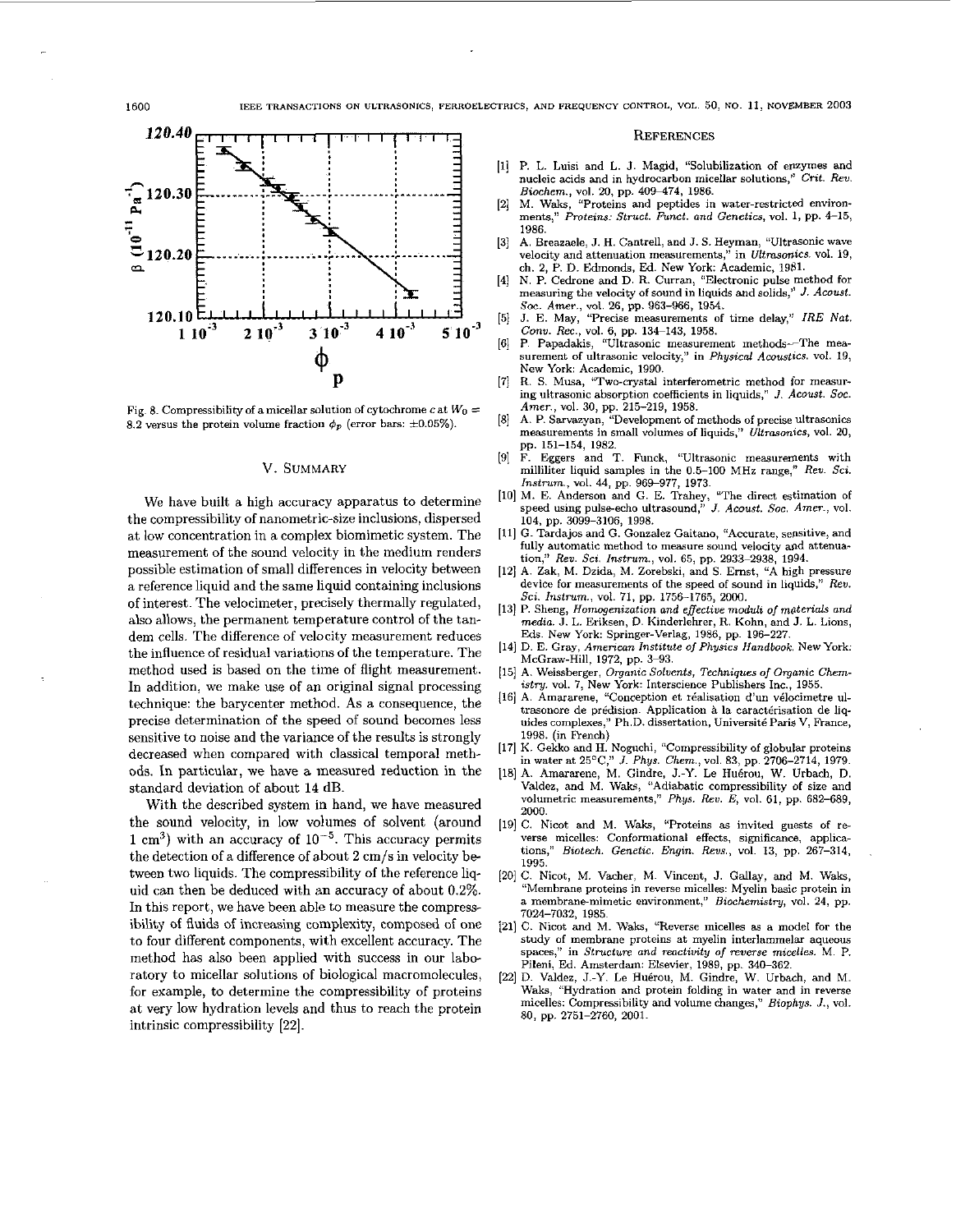120.40

120.30

120.20

120.10

$\beta$ ($10^{-11}$ Pa$^{-1}$)

$1\ 10^{-3}$ $2\ 10^{-3}$ $3\ 10^{-3}$ $4\ 10^{-3}$ $5\ 10^{-3}$

$\phi_p$

Fig. 8. Compressibility of a micellar solution of cytochrome $c$ at $W_0 = 8.2$ versus the protein volume fraction $\phi_p$ (error bars: $\pm 0.05\%$).

## V. Summary

We have built a high accuracy apparatus to determine the compressibility of nanometric-size inclusions, dispersed at low concentration in a complex biomimetic system. The measurement of the sound velocity in the medium renders possible estimation of small differences in velocity between a reference liquid and the same liquid containing inclusions of interest. The velocimeter, precisely thermally regulated, also allows, the permanent temperature control of the tandem cells. The difference of velocity measurement reduces the influence of residual variations of the temperature. The method used is based on the time of flight measurement. In addition, we make use of an original signal processing technique: the barycenter method. As a consequence, the precise determination of the speed of sound becomes less sensitive to noise and the variance of the results is strongly decreased when compared with classical temporal methods. In particular, we have a measured reduction in the standard deviation of about 14 dB.

With the described system in hand, we have measured the sound velocity, in low volumes of solvent (around 1 cm$^3$) with an accuracy of $10^{-5}$. This accuracy permits the detection of a difference of about 2 cm/s in velocity between two liquids. The compressibility of the reference liquid can then be deduced with an accuracy of about 0.2%. In this report, we have been able to measure the compressibility of fluids of increasing complexity, composed of one to four different components, with excellent accuracy. The method has also been applied with success in our laboratory to micellar solutions of biological macromolecules, for example, to determine the compressibility of proteins at very low hydration levels and thus to reach the protein intrinsic compressibility [22].

## References

[1] P. L. Luisi and L. J. Magid, "Solubilization of enzymes and nucleic acids and in hydrocarbon micellar solutions," *Crit. Rev. Biochem.*, vol. 20, pp. 409–474, 1986.

[2] M. Waks, "Proteins and peptides in water-restricted environments," *Proteins: Struct. Funct. and Genetics*, vol. 1, pp. 4–15, 1986.

[3] A. Breazaele, J. H. Cantrell, and J. S. Heyman, "Ultrasonic wave velocity and attenuation measurements," in *Ultrasonics*. vol. 19, ch. 2, P. D. Edmonds, Ed. New York: Academic, 1981.

[4] N. P. Cedrone and D. R. Curran, "Electronic pulse method for measuring the velocity of sound in liquids and solids," *J. Acoust. Soc. Amer.*, vol. 26, pp. 963–966, 1954.

[5] J. E. May, "Precise measurements of time delay," *IRE Nat. Conv. Rec.*, vol. 6, pp. 134–143, 1958.

[6] P. Papadakis, "Ultrasonic measurement methods—The measurement of ultrasonic velocity," in *Physical Acoustics*. vol. 19, New York: Academic, 1990.

[7] R. S. Musa, "Two-crystal interferometric method for measuring ultrasonic absorption coefficients in liquids," *J. Acoust. Soc. Amer.*, vol. 30, pp. 215–219, 1958.

[8] A. P. Sarvazyan, "Development of methods of precise ultrasonics measurements in small volumes of liquids," *Ultrasonics*, vol. 20, pp. 151–154, 1982.

[9] F. Eggers and T. Funck, "Ultrasonic measurements with milliliter liquid samples in the 0.5–100 MHz range," *Rev. Sci. Instrum.*, vol. 44, pp. 969–977, 1973.

[10] M. E. Anderson and G. E. Trahey, "The direct estimation of speed using pulse-echo ultrasound," *J. Acoust. Soc. Amer.*, vol. 104, pp. 3099–3106, 1998.

[11] G. Tardajos and G. Gonzalez Gaitano, "Accurate, sensitive, and fully automatic method to measure sound velocity and attenuation," *Rev. Sci. Instrum.*, vol. 65, pp. 2933–2938, 1994.

[12] A. Zak, M. Dzida, M. Zorebski, and S. Ernst, "A high pressure device for measurements of the speed of sound in liquids," *Rev. Sci. Instrum.*, vol. 71, pp. 1756–1765, 2000.

[13] P. Sheng, *Homogenization and effective moduli of materials and media*. J. L. Eriksen, D. Kinderlehrer, R. Kohn, and J. L. Lions, Eds. New York: Springer-Verlag, 1986, pp. 196–227.

[14] D. E. Gray, *American Institute of Physics Handbook*. New York: McGraw-Hill, 1972, pp. 3–93.

[15] A. Weissberger, *Organic Solvents, Techniques of Organic Chemistry*. vol. 7, New York: Interscience Publishers Inc., 1955.

[16] A. Amararene, "Conception et réalisation d'un vélocimetre ultrasonore de précision. Application à la caractérisation de liquides complexes," Ph.D. dissertation, Université Paris V, France, 1998. (in French)

[17] K. Gekko and H. Noguchi, "Compressibility of globular proteins in water at 25°C," *J. Phys. Chem.*, vol. 83, pp. 2706–2714, 1979.

[18] A. Amararene, M. Gindre, J.-Y. Le Huérou, W. Urbach, D. Valdez, and M. Waks, "Adiabatic compressibility of size and volumetric measurements," *Phys. Rev. E*, vol. 61, pp. 682–689, 2000.

[19] C. Nicot and M. Waks, "Proteins as invited guests of reverse micelles: Conformational effects, significance, applications," *Biotech. Genetic. Engin. Revs.*, vol. 13, pp. 267–314, 1995.

[20] C. Nicot, M. Vacher, M. Vincent, J. Gallay, and M. Waks, "Membrane proteins in reverse micelles: Myelin basic protein in a membrane-mimetic environment," *Biochemistry*, vol. 24, pp. 7024–7032, 1985.

[21] C. Nicot and M. Waks, "Reverse micelles as a model for the study of membrane proteins at myelin interlammelar aqueous spaces," in *Structure and reactivity of reverse micelles*. M. P. Pileni, Ed. Amsterdam: Elsevier, 1989, pp. 340–362.

[22] D. Valdez, J.-Y. Le Huérou, M. Gindre, W. Urbach, and M. Waks, "Hydration and protein folding in water and in reverse micelles: Compressibility and volume changes," *Biophys. J.*, vol. 80, pp. 2751–2760, 2001.